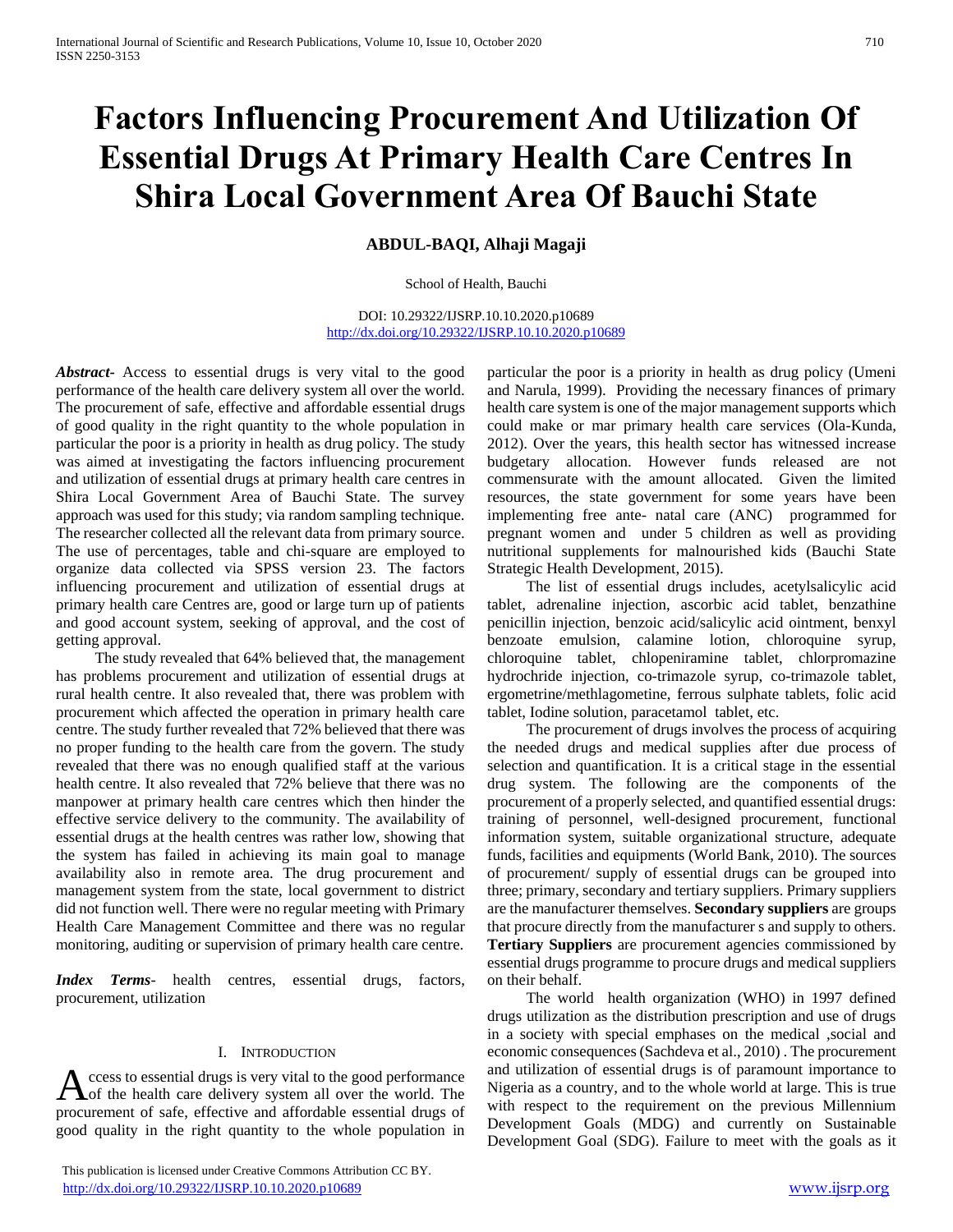# Factors Influencing Procurement And Utilization Of Essential Drugs At Primary Health Care Centres In Shira Local Government Area Of Bauchi State

**ABDUL-BAQI, Alhaji Magaji**

School of Health, Bauchi

DOI: 10.29322/IJSRP.10.10.2020.p10689
http://dx.doi.org/10.29322/IJSRP.10.10.2020.p10689

***Abstract-*** Access to essential drugs is very vital to the good performance of the health care delivery system all over the world. The procurement of safe, effective and affordable essential drugs of good quality in the right quantity to the whole population in particular the poor is a priority in health as drug policy. The study was aimed at investigating the factors influencing procurement and utilization of essential drugs at primary health care centres in Shira Local Government Area of Bauchi State. The survey approach was used for this study; via random sampling technique. The researcher collected all the relevant data from primary source. The use of percentages, table and chi-square are employed to organize data collected via SPSS version 23. The factors influencing procurement and utilization of essential drugs at primary health care Centres are, good or large turn up of patients and good account system, seeking of approval, and the cost of getting approval.

The study revealed that 64% believed that, the management has problems procurement and utilization of essential drugs at rural health centre. It also revealed that, there was problem with procurement which affected the operation in primary health care centre. The study further revealed that 72% believed that there was no proper funding to the health care from the govern. The study revealed that there was no enough qualified staff at the various health centre. It also revealed that 72% believe that there was no manpower at primary health care centres which then hinder the effective service delivery to the community. The availability of essential drugs at the health centres was rather low, showing that the system has failed in achieving its main goal to manage availability also in remote area. The drug procurement and management system from the state, local government to district did not function well. There were no regular meeting with Primary Health Care Management Committee and there was no regular monitoring, auditing or supervision of primary health care centre.

***Index Terms*-** health centres, essential drugs, factors, procurement, utilization

## I. Introduction

Access to essential drugs is very vital to the good performance of the health care delivery system all over the world. The procurement of safe, effective and affordable essential drugs of good quality in the right quantity to the whole population in particular the poor is a priority in health as drug policy (Umeni and Narula, 1999). Providing the necessary finances of primary health care system is one of the major management supports which could make or mar primary health care services (Ola-Kunda, 2012). Over the years, this health sector has witnessed increase budgetary allocation. However funds released are not commensurate with the amount allocated. Given the limited resources, the state government for some years have been implementing free ante- natal care (ANC) programmed for pregnant women and under 5 children as well as providing nutritional supplements for malnourished kids (Bauchi State Strategic Health Development, 2015).

The list of essential drugs includes, acetylsalicylic acid tablet, adrenaline injection, ascorbic acid tablet, benzathine penicillin injection, benzoic acid/salicylic acid ointment, benxyl benzoate emulsion, calamine lotion, chloroquine syrup, chloroquine tablet, chlopeniramine tablet, chlorpromazine hydrochride injection, co-trimazole syrup, co-trimazole tablet, ergometrine/methlagometine, ferrous sulphate tablets, folic acid tablet, Iodine solution, paracetamol tablet, etc.

The procurement of drugs involves the process of acquiring the needed drugs and medical supplies after due process of selection and quantification. It is a critical stage in the essential drug system. The following are the components of the procurement of a properly selected, and quantified essential drugs: training of personnel, well-designed procurement, functional information system, suitable organizational structure, adequate funds, facilities and equipments (World Bank, 2010). The sources of procurement/ supply of essential drugs can be grouped into three; primary, secondary and tertiary suppliers. Primary suppliers are the manufacturer themselves. **Secondary suppliers** are groups that procure directly from the manufacturer s and supply to others. **Tertiary Suppliers** are procurement agencies commissioned by essential drugs programme to procure drugs and medical suppliers on their behalf.

The world health organization (WHO) in 1997 defined drugs utilization as the distribution prescription and use of drugs in a society with special emphases on the medical ,social and economic consequences (Sachdeva et al., 2010) . The procurement and utilization of essential drugs is of paramount importance to Nigeria as a country, and to the whole world at large. This is true with respect to the requirement on the previous Millennium Development Goals (MDG) and currently on Sustainable Development Goal (SDG). Failure to meet with the goals as it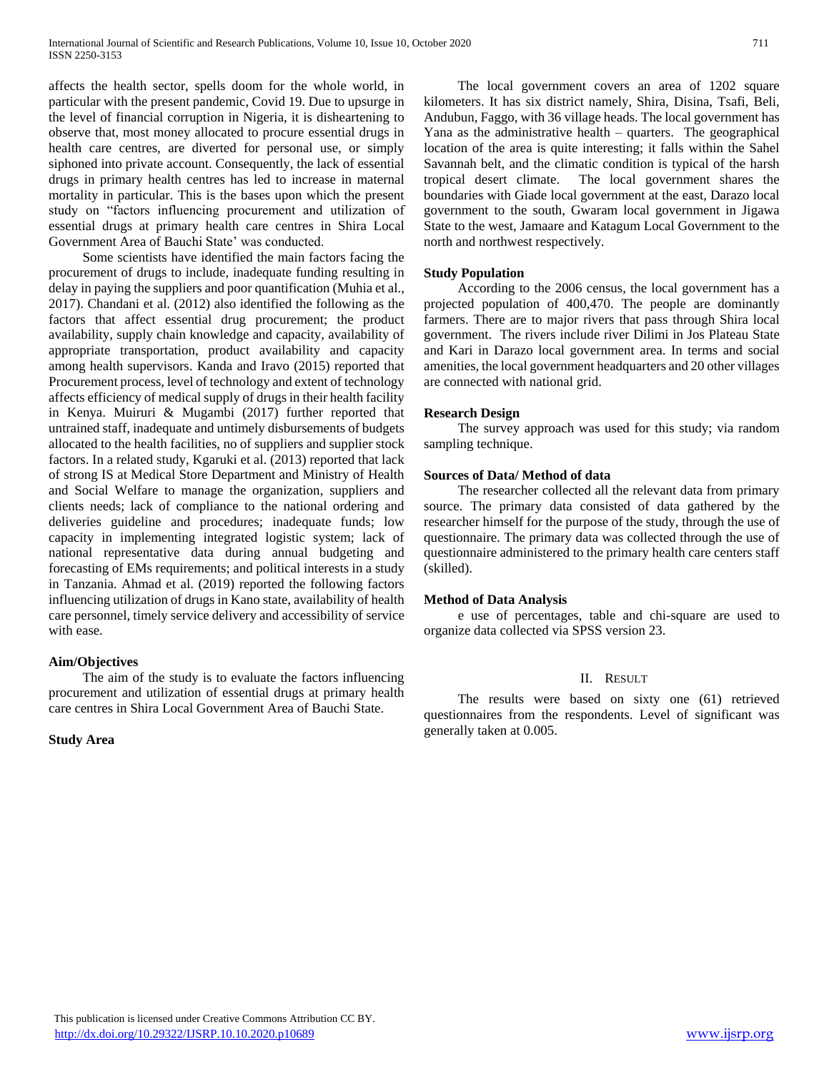affects the health sector, spells doom for the whole world, in particular with the present pandemic, Covid 19. Due to upsurge in the level of financial corruption in Nigeria, it is disheartening to observe that, most money allocated to procure essential drugs in health care centres, are diverted for personal use, or simply siphoned into private account. Consequently, the lack of essential drugs in primary health centres has led to increase in maternal mortality in particular. This is the bases upon which the present study on "factors influencing procurement and utilization of essential drugs at primary health care centres in Shira Local Government Area of Bauchi State' was conducted.

Some scientists have identified the main factors facing the procurement of drugs to include, inadequate funding resulting in delay in paying the suppliers and poor quantification (Muhia et al., 2017). Chandani et al. (2012) also identified the following as the factors that affect essential drug procurement; the product availability, supply chain knowledge and capacity, availability of appropriate transportation, product availability and capacity among health supervisors. Kanda and Iravo (2015) reported that Procurement process, level of technology and extent of technology affects efficiency of medical supply of drugs in their health facility in Kenya. Muiruri & Mugambi (2017) further reported that untrained staff, inadequate and untimely disbursements of budgets allocated to the health facilities, no of suppliers and supplier stock factors. In a related study, Kgaruki et al. (2013) reported that lack of strong IS at Medical Store Department and Ministry of Health and Social Welfare to manage the organization, suppliers and clients needs; lack of compliance to the national ordering and deliveries guideline and procedures; inadequate funds; low capacity in implementing integrated logistic system; lack of national representative data during annual budgeting and forecasting of EMs requirements; and political interests in a study in Tanzania. Ahmad et al. (2019) reported the following factors influencing utilization of drugs in Kano state, availability of health care personnel, timely service delivery and accessibility of service with ease.

**Aim/Objectives**

The aim of the study is to evaluate the factors influencing procurement and utilization of essential drugs at primary health care centres in Shira Local Government Area of Bauchi State.

**Study Area**

The local government covers an area of 1202 square kilometers. It has six district namely, Shira, Disina, Tsafi, Beli, Andubun, Faggo, with 36 village heads. The local government has Yana as the administrative health – quarters. The geographical location of the area is quite interesting; it falls within the Sahel Savannah belt, and the climatic condition is typical of the harsh tropical desert climate. The local government shares the boundaries with Giade local government at the east, Darazo local government to the south, Gwaram local government in Jigawa State to the west, Jamaare and Katagum Local Government to the north and northwest respectively.

**Study Population**

According to the 2006 census, the local government has a projected population of 400,470. The people are dominantly farmers. There are to major rivers that pass through Shira local government. The rivers include river Dilimi in Jos Plateau State and Kari in Darazo local government area. In terms and social amenities, the local government headquarters and 20 other villages are connected with national grid.

**Research Design**

The survey approach was used for this study; via random sampling technique.

**Sources of Data/ Method of data**

The researcher collected all the relevant data from primary source. The primary data consisted of data gathered by the researcher himself for the purpose of the study, through the use of questionnaire. The primary data was collected through the use of questionnaire administered to the primary health care centers staff (skilled).

**Method of Data Analysis**

e use of percentages, table and chi-square are used to organize data collected via SPSS version 23.

## II. Result

The results were based on sixty one (61) retrieved questionnaires from the respondents. Level of significant was generally taken at 0.005.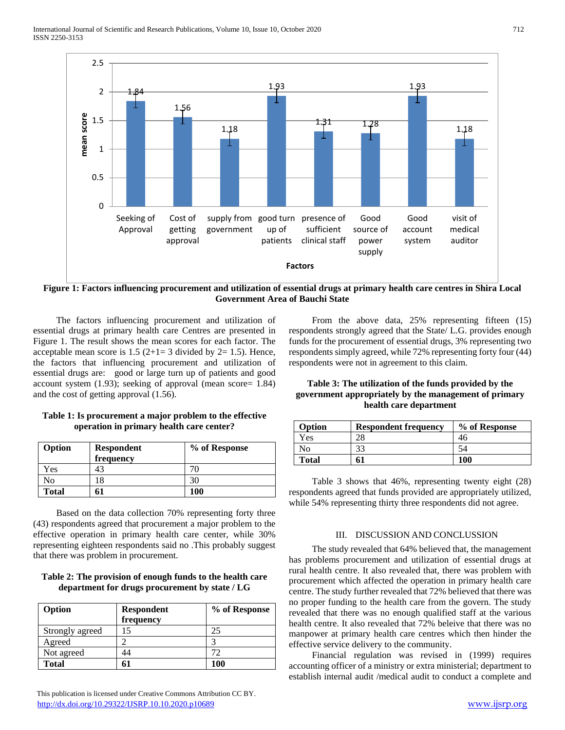Figure 1: Factors influencing procurement and utilization of essential drugs at primary health care centres in Shira Local Government Area of Bauchi State

The factors influencing procurement and utilization of essential drugs at primary health care Centres are presented in Figure 1. The result shows the mean scores for each factor. The acceptable mean score is 1.5 (2+1= 3 divided by 2= 1.5). Hence, the factors that influencing procurement and utilization of essential drugs are: good or large turn up of patients and good account system (1.93); seeking of approval (mean score= 1.84) and the cost of getting approval (1.56).

**Table 1: Is procurement a major problem to the effective operation in primary health care center?**

| Option | Respondent frequency | % of Response |
|---|---|---|
| Yes | 43 | 70 |
| No | 18 | 30 |
| **Total** | **61** | **100** |

Based on the data collection 70% representing forty three (43) respondents agreed that procurement a major problem to the effective operation in primary health care center, while 30% representing eighteen respondents said no .This probably suggest that there was problem in procurement.

**Table 2: The provision of enough funds to the health care department for drugs procurement by state / LG**

| Option | Respondent frequency | % of Response |
|---|---|---|
| Strongly agreed | 15 | 25 |
| Agreed | 2 | 3 |
| Not agreed | 44 | 72 |
| **Total** | **61** | **100** |

From the above data, 25% representing fifteen (15) respondents strongly agreed that the State/ L.G. provides enough funds for the procurement of essential drugs, 3% representing two respondents simply agreed, while 72% representing forty four (44) respondents were not in agreement to this claim.

**Table 3: The utilization of the funds provided by the government appropriately by the management of primary health care department**

| Option | Respondent frequency | % of Response |
|---|---|---|
| Yes | 28 | 46 |
| No | 33 | 54 |
| **Total** | **61** | **100** |

Table 3 shows that 46%, representing twenty eight (28) respondents agreed that funds provided are appropriately utilized, while 54% representing thirty three respondents did not agree.

## III. DISCUSSION AND CONCLUSSION

The study revealed that 64% believed that, the management has problems procurement and utilization of essential drugs at rural health centre. It also revealed that, there was problem with procurement which affected the operation in primary health care centre. The study further revealed that 72% believed that there was no proper funding to the health care from the govern. The study revealed that there was no enough qualified staff at the various health centre. It also revealed that 72% beleive that there was no manpower at primary health care centres which then hinder the effective service delivery to the community.

Financial regulation was revised in (1999) requires accounting officer of a ministry or extra ministerial; department to establish internal audit /medical audit to conduct a complete and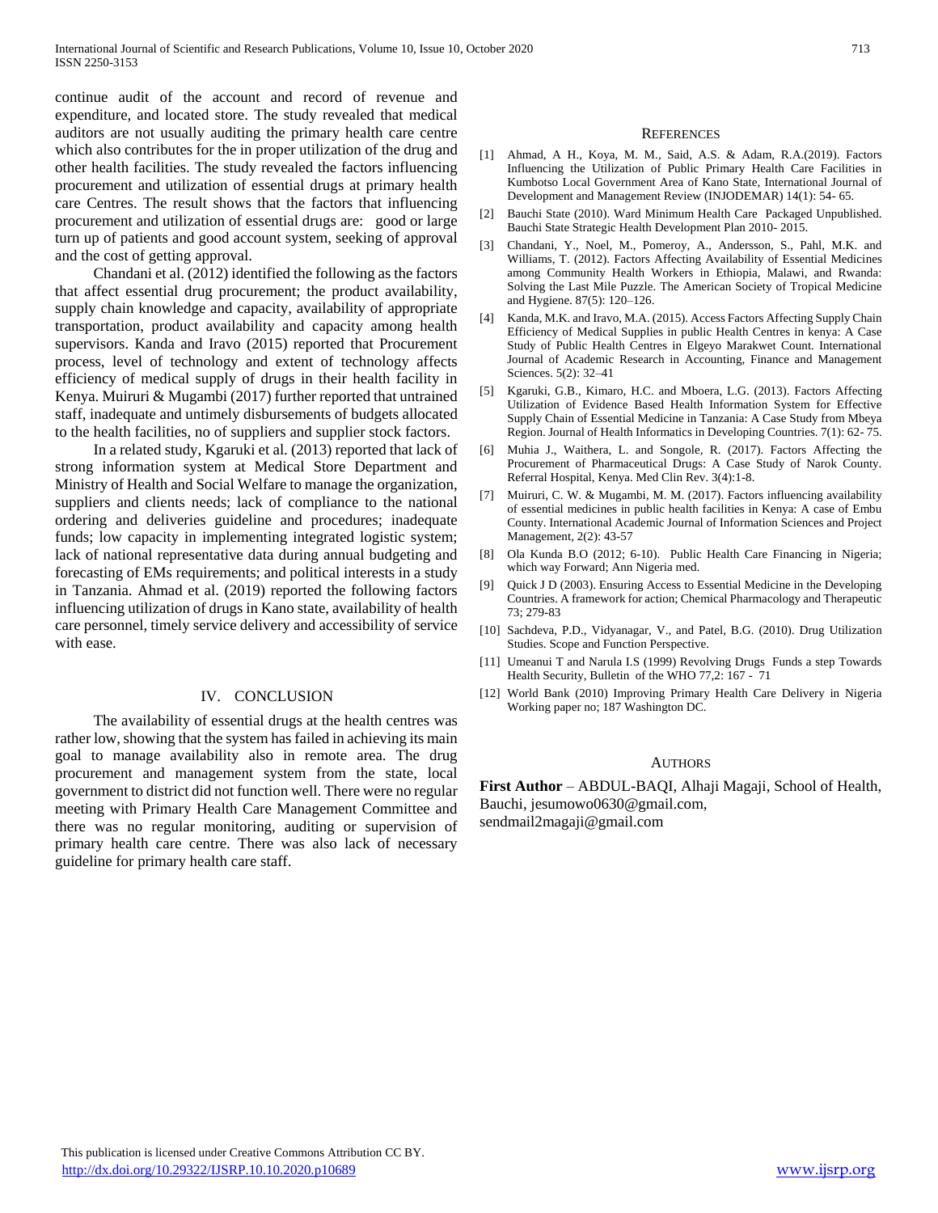continue audit of the account and record of revenue and expenditure, and located store. The study revealed that medical auditors are not usually auditing the primary health care centre which also contributes for the in proper utilization of the drug and other health facilities. The study revealed the factors influencing procurement and utilization of essential drugs at primary health care Centres. The result shows that the factors that influencing procurement and utilization of essential drugs are: good or large turn up of patients and good account system, seeking of approval and the cost of getting approval.

Chandani et al. (2012) identified the following as the factors that affect essential drug procurement; the product availability, supply chain knowledge and capacity, availability of appropriate transportation, product availability and capacity among health supervisors. Kanda and Iravo (2015) reported that Procurement process, level of technology and extent of technology affects efficiency of medical supply of drugs in their health facility in Kenya. Muiruri & Mugambi (2017) further reported that untrained staff, inadequate and untimely disbursements of budgets allocated to the health facilities, no of suppliers and supplier stock factors.

In a related study, Kgaruki et al. (2013) reported that lack of strong information system at Medical Store Department and Ministry of Health and Social Welfare to manage the organization, suppliers and clients needs; lack of compliance to the national ordering and deliveries guideline and procedures; inadequate funds; low capacity in implementing integrated logistic system; lack of national representative data during annual budgeting and forecasting of EMs requirements; and political interests in a study in Tanzania. Ahmad et al. (2019) reported the following factors influencing utilization of drugs in Kano state, availability of health care personnel, timely service delivery and accessibility of service with ease.

## IV. Conclusion

The availability of essential drugs at the health centres was rather low, showing that the system has failed in achieving its main goal to manage availability also in remote area. The drug procurement and management system from the state, local government to district did not function well. There were no regular meeting with Primary Health Care Management Committee and there was no regular monitoring, auditing or supervision of primary health care centre. There was also lack of necessary guideline for primary health care staff.

## References

[1] Ahmad, A H., Koya, M. M., Said, A.S. & Adam, R.A.(2019). Factors Influencing the Utilization of Public Primary Health Care Facilities in Kumbotso Local Government Area of Kano State, International Journal of Development and Management Review (INJODEMAR) 14(1): 54- 65.

[2] Bauchi State (2010). Ward Minimum Health Care Packaged Unpublished. Bauchi State Strategic Health Development Plan 2010- 2015.

[3] Chandani, Y., Noel, M., Pomeroy, A., Andersson, S., Pahl, M.K. and Williams, T. (2012). Factors Affecting Availability of Essential Medicines among Community Health Workers in Ethiopia, Malawi, and Rwanda: Solving the Last Mile Puzzle. The American Society of Tropical Medicine and Hygiene. 87(5): 120–126.

[4] Kanda, M.K. and Iravo, M.A. (2015). Access Factors Affecting Supply Chain Efficiency of Medical Supplies in public Health Centres in kenya: A Case Study of Public Health Centres in Elgeyo Marakwet Count. International Journal of Academic Research in Accounting, Finance and Management Sciences. 5(2): 32–41

[5] Kgaruki, G.B., Kimaro, H.C. and Mboera, L.G. (2013). Factors Affecting Utilization of Evidence Based Health Information System for Effective Supply Chain of Essential Medicine in Tanzania: A Case Study from Mbeya Region. Journal of Health Informatics in Developing Countries. 7(1): 62- 75.

[6] Muhia J., Waithera, L. and Songole, R. (2017). Factors Affecting the Procurement of Pharmaceutical Drugs: A Case Study of Narok County. Referral Hospital, Kenya. Med Clin Rev. 3(4):1-8.

[7] Muiruri, C. W. & Mugambi, M. M. (2017). Factors influencing availability of essential medicines in public health facilities in Kenya: A case of Embu County. International Academic Journal of Information Sciences and Project Management, 2(2): 43-57

[8] Ola Kunda B.O (2012; 6-10). Public Health Care Financing in Nigeria; which way Forward; Ann Nigeria med.

[9] Quick J D (2003). Ensuring Access to Essential Medicine in the Developing Countries. A framework for action; Chemical Pharmacology and Therapeutic 73; 279-83

[10] Sachdeva, P.D., Vidyanagar, V., and Patel, B.G. (2010). Drug Utilization Studies. Scope and Function Perspective.

[11] Umeanui T and Narula I.S (1999) Revolving Drugs Funds a step Towards Health Security, Bulletin of the WHO 77,2: 167 - 71

[12] World Bank (2010) Improving Primary Health Care Delivery in Nigeria Working paper no; 187 Washington DC.

## Authors

**First Author** – ABDUL-BAQI, Alhaji Magaji, School of Health, Bauchi, jesumowo0630@gmail.com, sendmail2magaji@gmail.com